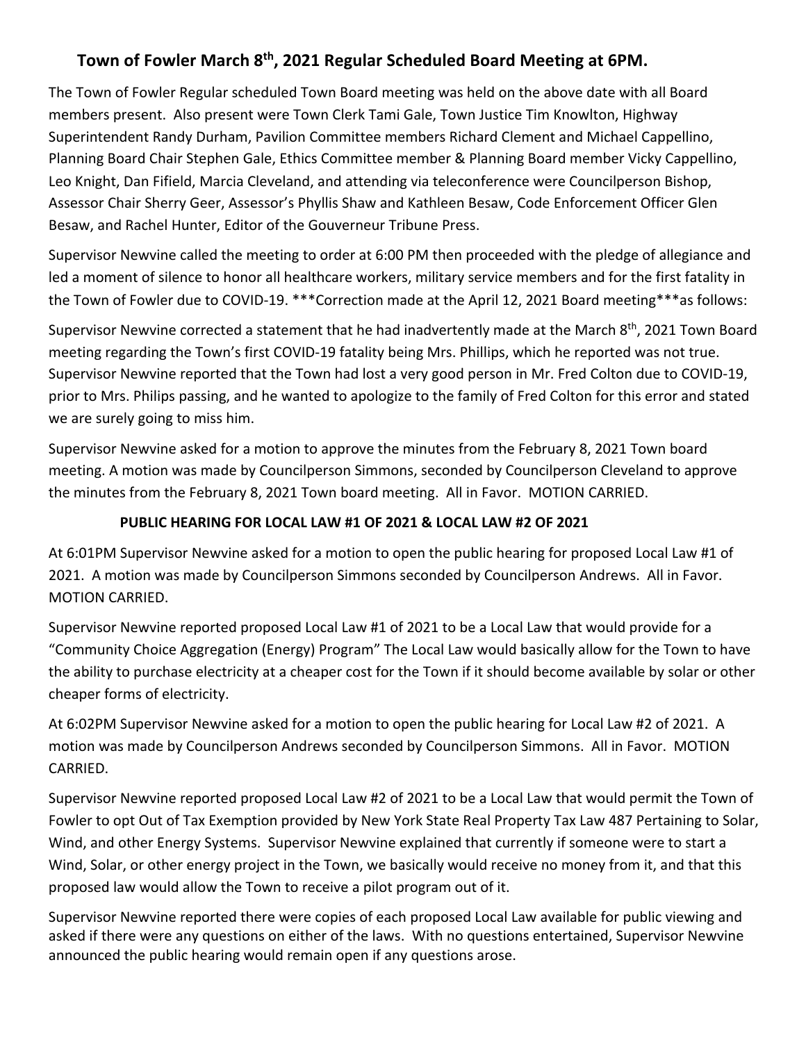# Town of Fowler March 8th, 2021 Regular Scheduled Board Meeting at 6PM.

The Town of Fowler Regular scheduled Town Board meeting was held on the above date with all Board members present. Also present were Town Clerk Tami Gale, Town Justice Tim Knowlton, Highway Superintendent Randy Durham, Pavilion Committee members Richard Clement and Michael Cappellino, Planning Board Chair Stephen Gale, Ethics Committee member & Planning Board member Vicky Cappellino, Leo Knight, Dan Fifield, Marcia Cleveland, and attending via teleconference were Councilperson Bishop, Assessor Chair Sherry Geer, Assessor's Phyllis Shaw and Kathleen Besaw, Code Enforcement Officer Glen Besaw, and Rachel Hunter, Editor of the Gouverneur Tribune Press.

Supervisor Newvine called the meeting to order at 6:00 PM then proceeded with the pledge of allegiance and led a moment of silence to honor all healthcare workers, military service members and for the first fatality in the Town of Fowler due to COVID-19. ***Correction made at the April 12, 2021 Board meeting***as follows:

Supervisor Newvine corrected a statement that he had inadvertently made at the March 8th, 2021 Town Board meeting regarding the Town's first COVID-19 fatality being Mrs. Phillips, which he reported was not true. Supervisor Newvine reported that the Town had lost a very good person in Mr. Fred Colton due to COVID-19, prior to Mrs. Philips passing, and he wanted to apologize to the family of Fred Colton for this error and stated we are surely going to miss him.

Supervisor Newvine asked for a motion to approve the minutes from the February 8, 2021 Town board meeting. A motion was made by Councilperson Simmons, seconded by Councilperson Cleveland to approve the minutes from the February 8, 2021 Town board meeting. All in Favor. MOTION CARRIED.

### PUBLIC HEARING FOR LOCAL LAW #1 OF 2021 & LOCAL LAW #2 OF 2021

At 6:01PM Supervisor Newvine asked for a motion to open the public hearing for proposed Local Law #1 of 2021. A motion was made by Councilperson Simmons seconded by Councilperson Andrews. All in Favor. MOTION CARRIED.

Supervisor Newvine reported proposed Local Law #1 of 2021 to be a Local Law that would provide for a "Community Choice Aggregation (Energy) Program" The Local Law would basically allow for the Town to have the ability to purchase electricity at a cheaper cost for the Town if it should become available by solar or other cheaper forms of electricity.

At 6:02PM Supervisor Newvine asked for a motion to open the public hearing for Local Law #2 of 2021. A motion was made by Councilperson Andrews seconded by Councilperson Simmons. All in Favor. MOTION CARRIED.

Supervisor Newvine reported proposed Local Law #2 of 2021 to be a Local Law that would permit the Town of Fowler to opt Out of Tax Exemption provided by New York State Real Property Tax Law 487 Pertaining to Solar, Wind, and other Energy Systems. Supervisor Newvine explained that currently if someone were to start a Wind, Solar, or other energy project in the Town, we basically would receive no money from it, and that this proposed law would allow the Town to receive a pilot program out of it.

Supervisor Newvine reported there were copies of each proposed Local Law available for public viewing and asked if there were any questions on either of the laws. With no questions entertained, Supervisor Newvine announced the public hearing would remain open if any questions arose.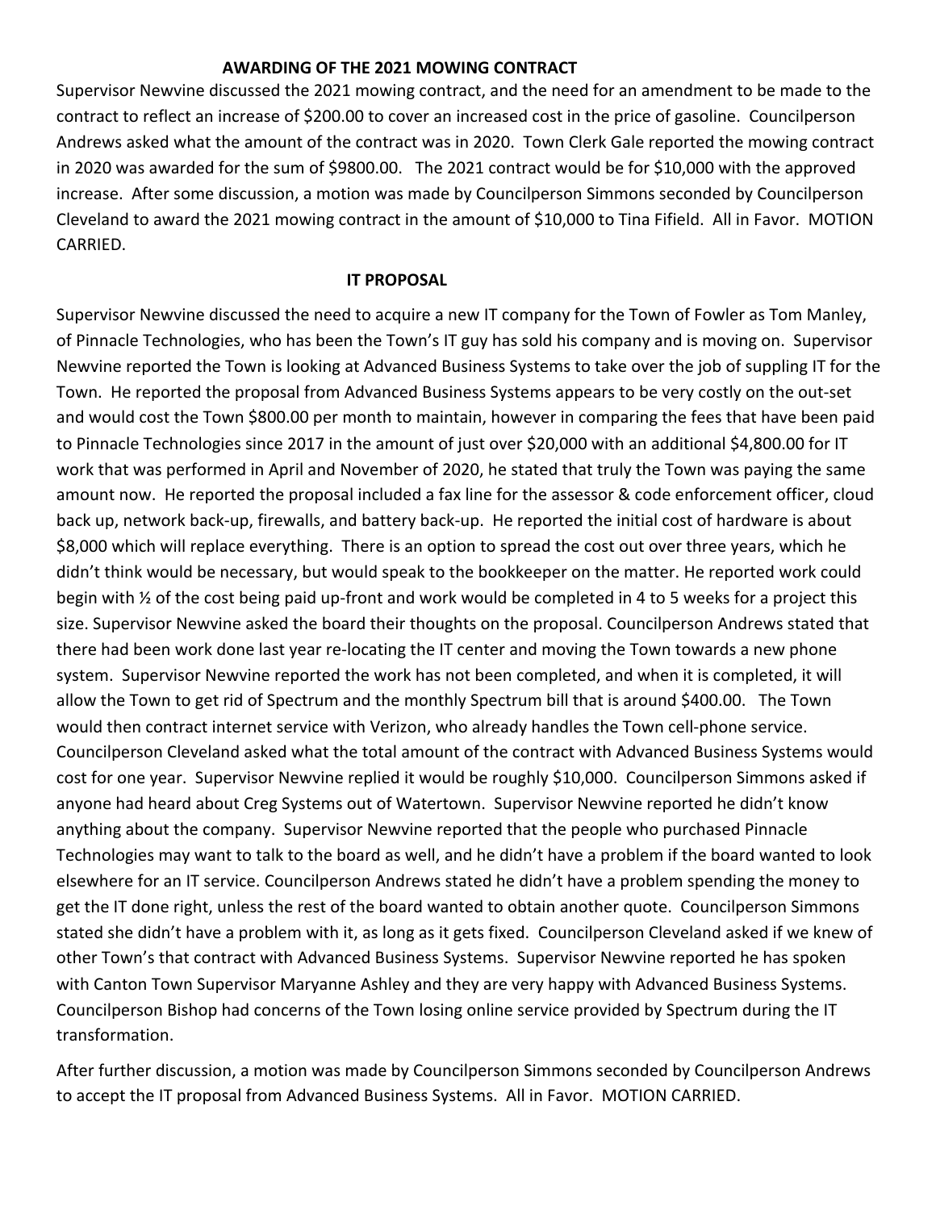## AWARDING OF THE 2021 MOWING CONTRACT

Supervisor Newvine discussed the 2021 mowing contract, and the need for an amendment to be made to the contract to reflect an increase of $200.00 to cover an increased cost in the price of gasoline. Councilperson Andrews asked what the amount of the contract was in 2020. Town Clerk Gale reported the mowing contract in 2020 was awarded for the sum of $9800.00. The 2021 contract would be for $10,000 with the approved increase. After some discussion, a motion was made by Councilperson Simmons seconded by Councilperson Cleveland to award the 2021 mowing contract in the amount of $10,000 to Tina Fifield. All in Favor. MOTION CARRIED.

## IT PROPOSAL

Supervisor Newvine discussed the need to acquire a new IT company for the Town of Fowler as Tom Manley, of Pinnacle Technologies, who has been the Town's IT guy has sold his company and is moving on. Supervisor Newvine reported the Town is looking at Advanced Business Systems to take over the job of suppling IT for the Town. He reported the proposal from Advanced Business Systems appears to be very costly on the out-set and would cost the Town $800.00 per month to maintain, however in comparing the fees that have been paid to Pinnacle Technologies since 2017 in the amount of just over $20,000 with an additional $4,800.00 for IT work that was performed in April and November of 2020, he stated that truly the Town was paying the same amount now. He reported the proposal included a fax line for the assessor & code enforcement officer, cloud back up, network back-up, firewalls, and battery back-up. He reported the initial cost of hardware is about $8,000 which will replace everything. There is an option to spread the cost out over three years, which he didn't think would be necessary, but would speak to the bookkeeper on the matter. He reported work could begin with ½ of the cost being paid up-front and work would be completed in 4 to 5 weeks for a project this size. Supervisor Newvine asked the board their thoughts on the proposal. Councilperson Andrews stated that there had been work done last year re-locating the IT center and moving the Town towards a new phone system. Supervisor Newvine reported the work has not been completed, and when it is completed, it will allow the Town to get rid of Spectrum and the monthly Spectrum bill that is around $400.00. The Town would then contract internet service with Verizon, who already handles the Town cell-phone service. Councilperson Cleveland asked what the total amount of the contract with Advanced Business Systems would cost for one year. Supervisor Newvine replied it would be roughly $10,000. Councilperson Simmons asked if anyone had heard about Creg Systems out of Watertown. Supervisor Newvine reported he didn't know anything about the company. Supervisor Newvine reported that the people who purchased Pinnacle Technologies may want to talk to the board as well, and he didn't have a problem if the board wanted to look elsewhere for an IT service. Councilperson Andrews stated he didn't have a problem spending the money to get the IT done right, unless the rest of the board wanted to obtain another quote. Councilperson Simmons stated she didn't have a problem with it, as long as it gets fixed. Councilperson Cleveland asked if we knew of other Town's that contract with Advanced Business Systems. Supervisor Newvine reported he has spoken with Canton Town Supervisor Maryanne Ashley and they are very happy with Advanced Business Systems. Councilperson Bishop had concerns of the Town losing online service provided by Spectrum during the IT transformation.

After further discussion, a motion was made by Councilperson Simmons seconded by Councilperson Andrews to accept the IT proposal from Advanced Business Systems. All in Favor. MOTION CARRIED.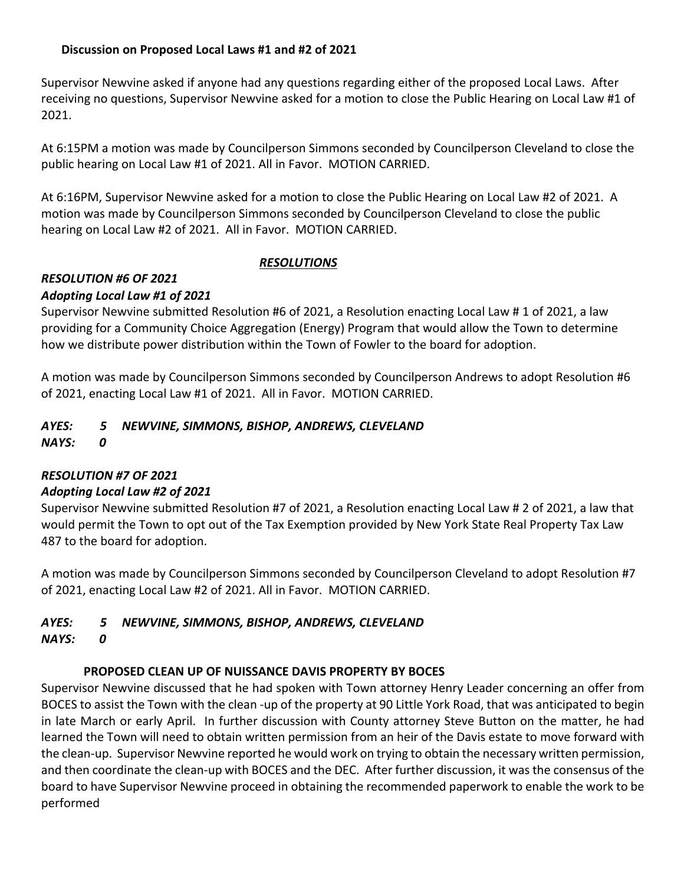**Discussion on Proposed Local Laws #1 and #2 of 2021**

Supervisor Newvine asked if anyone had any questions regarding either of the proposed Local Laws. After receiving no questions, Supervisor Newvine asked for a motion to close the Public Hearing on Local Law #1 of 2021.

At 6:15PM a motion was made by Councilperson Simmons seconded by Councilperson Cleveland to close the public hearing on Local Law #1 of 2021. All in Favor. MOTION CARRIED.

At 6:16PM, Supervisor Newvine asked for a motion to close the Public Hearing on Local Law #2 of 2021. A motion was made by Councilperson Simmons seconded by Councilperson Cleveland to close the public hearing on Local Law #2 of 2021. All in Favor. MOTION CARRIED.

***RESOLUTIONS***

***RESOLUTION #6 OF 2021***
***Adopting Local Law #1 of 2021***

Supervisor Newvine submitted Resolution #6 of 2021, a Resolution enacting Local Law # 1 of 2021, a law providing for a Community Choice Aggregation (Energy) Program that would allow the Town to determine how we distribute power distribution within the Town of Fowler to the board for adoption.

A motion was made by Councilperson Simmons seconded by Councilperson Andrews to adopt Resolution #6 of 2021, enacting Local Law #1 of 2021. All in Favor. MOTION CARRIED.

***AYES: 5 NEWVINE, SIMMONS, BISHOP, ANDREWS, CLEVELAND***
***NAYS: 0***

***RESOLUTION #7 OF 2021***
***Adopting Local Law #2 of 2021***

Supervisor Newvine submitted Resolution #7 of 2021, a Resolution enacting Local Law # 2 of 2021, a law that would permit the Town to opt out of the Tax Exemption provided by New York State Real Property Tax Law 487 to the board for adoption.

A motion was made by Councilperson Simmons seconded by Councilperson Cleveland to adopt Resolution #7 of 2021, enacting Local Law #2 of 2021. All in Favor. MOTION CARRIED.

***AYES: 5 NEWVINE, SIMMONS, BISHOP, ANDREWS, CLEVELAND***
***NAYS: 0***

**PROPOSED CLEAN UP OF NUISSANCE DAVIS PROPERTY BY BOCES**

Supervisor Newvine discussed that he had spoken with Town attorney Henry Leader concerning an offer from BOCES to assist the Town with the clean -up of the property at 90 Little York Road, that was anticipated to begin in late March or early April. In further discussion with County attorney Steve Button on the matter, he had learned the Town will need to obtain written permission from an heir of the Davis estate to move forward with the clean-up. Supervisor Newvine reported he would work on trying to obtain the necessary written permission, and then coordinate the clean-up with BOCES and the DEC. After further discussion, it was the consensus of the board to have Supervisor Newvine proceed in obtaining the recommended paperwork to enable the work to be performed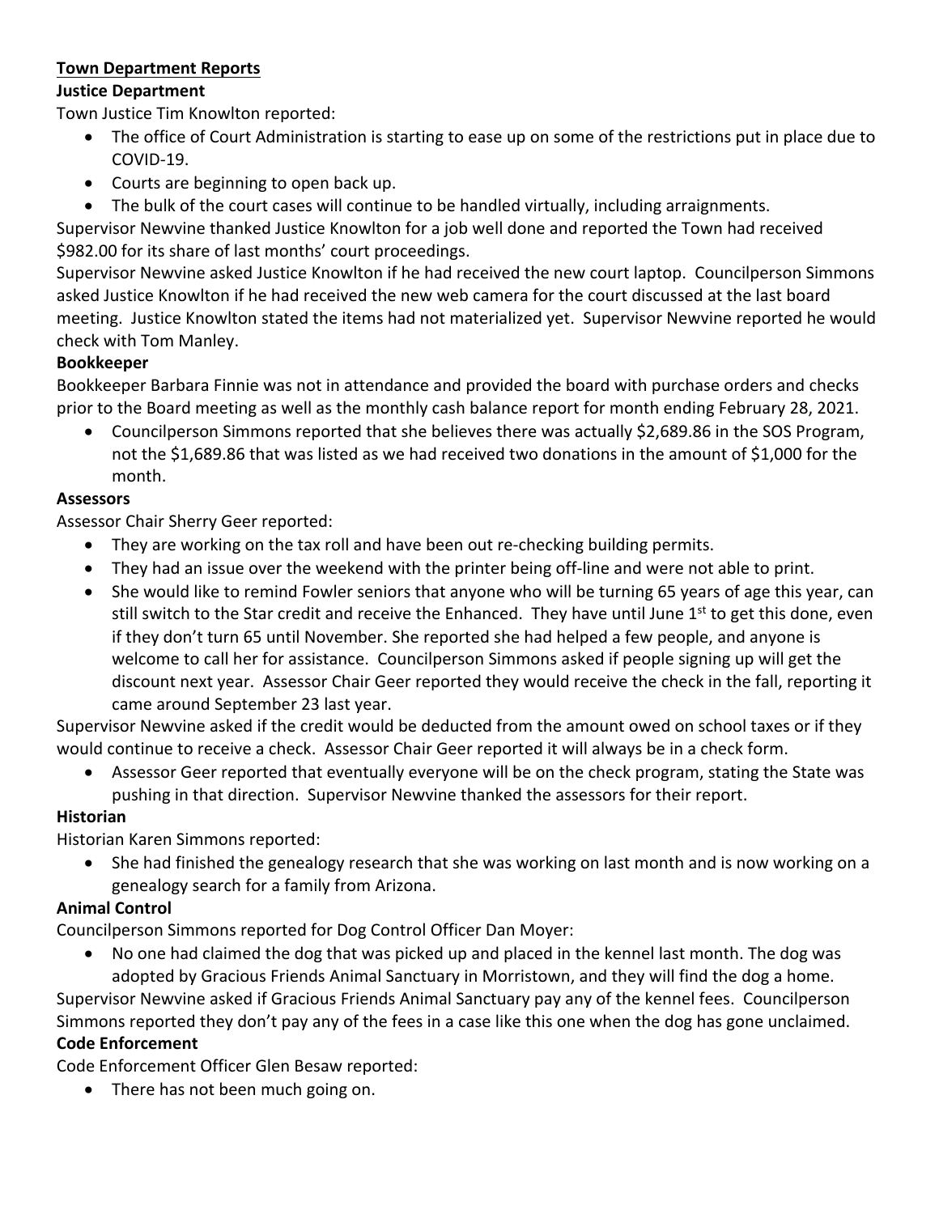**Town Department Reports**

**Justice Department**

Town Justice Tim Knowlton reported:

- The office of Court Administration is starting to ease up on some of the restrictions put in place due to COVID-19.
- Courts are beginning to open back up.
- The bulk of the court cases will continue to be handled virtually, including arraignments.

Supervisor Newvine thanked Justice Knowlton for a job well done and reported the Town had received $982.00 for its share of last months' court proceedings.

Supervisor Newvine asked Justice Knowlton if he had received the new court laptop. Councilperson Simmons asked Justice Knowlton if he had received the new web camera for the court discussed at the last board meeting. Justice Knowlton stated the items had not materialized yet. Supervisor Newvine reported he would check with Tom Manley.

**Bookkeeper**

Bookkeeper Barbara Finnie was not in attendance and provided the board with purchase orders and checks prior to the Board meeting as well as the monthly cash balance report for month ending February 28, 2021.

- Councilperson Simmons reported that she believes there was actually $2,689.86 in the SOS Program, not the $1,689.86 that was listed as we had received two donations in the amount of $1,000 for the month.

**Assessors**

Assessor Chair Sherry Geer reported:

- They are working on the tax roll and have been out re-checking building permits.
- They had an issue over the weekend with the printer being off-line and were not able to print.
- She would like to remind Fowler seniors that anyone who will be turning 65 years of age this year, can still switch to the Star credit and receive the Enhanced. They have until June 1st to get this done, even if they don't turn 65 until November. She reported she had helped a few people, and anyone is welcome to call her for assistance. Councilperson Simmons asked if people signing up will get the discount next year. Assessor Chair Geer reported they would receive the check in the fall, reporting it came around September 23 last year.

Supervisor Newvine asked if the credit would be deducted from the amount owed on school taxes or if they would continue to receive a check. Assessor Chair Geer reported it will always be in a check form.

- Assessor Geer reported that eventually everyone will be on the check program, stating the State was pushing in that direction. Supervisor Newvine thanked the assessors for their report.

**Historian**

Historian Karen Simmons reported:

- She had finished the genealogy research that she was working on last month and is now working on a genealogy search for a family from Arizona.

**Animal Control**

Councilperson Simmons reported for Dog Control Officer Dan Moyer:

- No one had claimed the dog that was picked up and placed in the kennel last month. The dog was adopted by Gracious Friends Animal Sanctuary in Morristown, and they will find the dog a home.

Supervisor Newvine asked if Gracious Friends Animal Sanctuary pay any of the kennel fees. Councilperson Simmons reported they don't pay any of the fees in a case like this one when the dog has gone unclaimed.

**Code Enforcement**

Code Enforcement Officer Glen Besaw reported:

- There has not been much going on.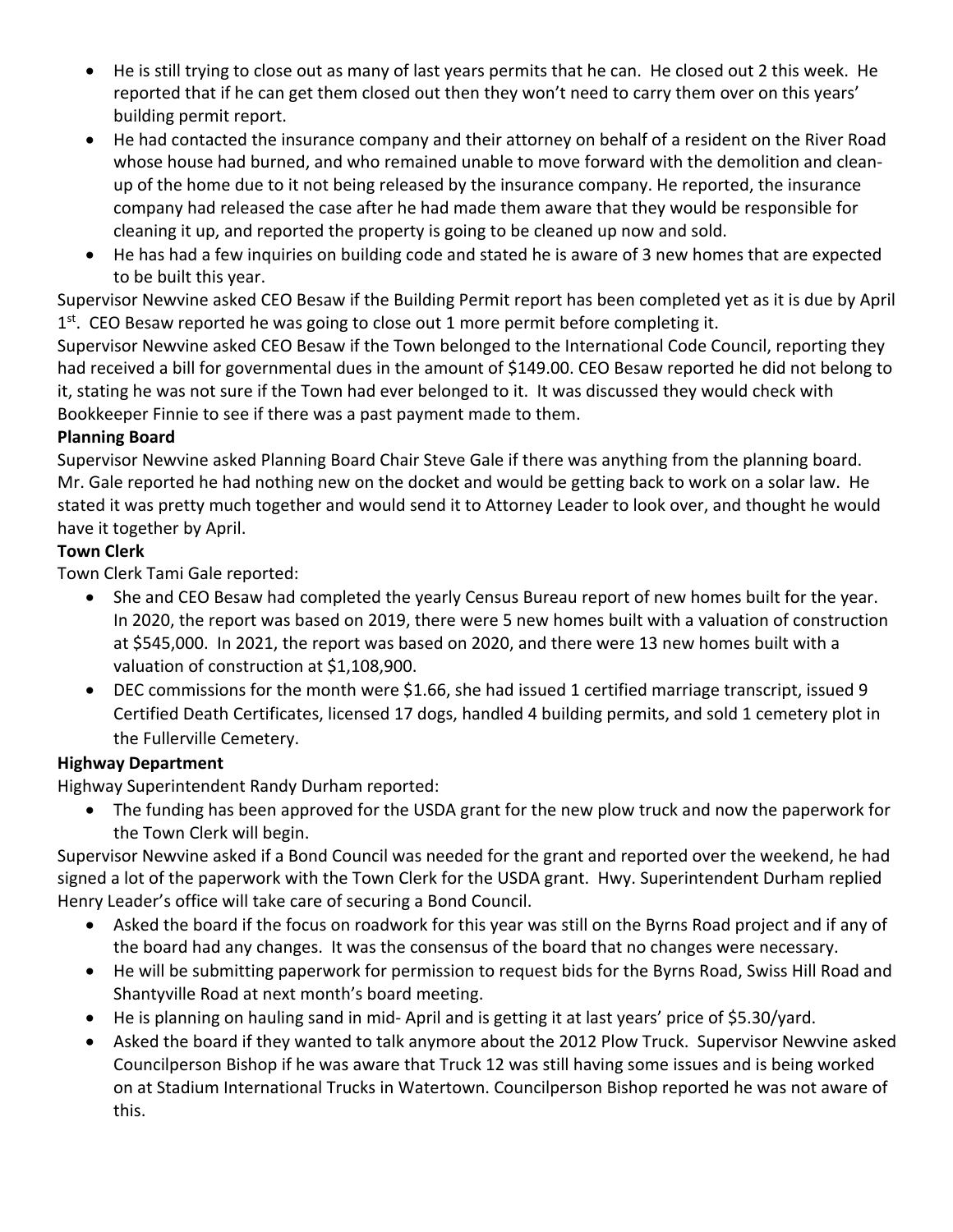- He is still trying to close out as many of last years permits that he can. He closed out 2 this week. He reported that if he can get them closed out then they won't need to carry them over on this years' building permit report.
- He had contacted the insurance company and their attorney on behalf of a resident on the River Road whose house had burned, and who remained unable to move forward with the demolition and clean-up of the home due to it not being released by the insurance company. He reported, the insurance company had released the case after he had made them aware that they would be responsible for cleaning it up, and reported the property is going to be cleaned up now and sold.
- He has had a few inquiries on building code and stated he is aware of 3 new homes that are expected to be built this year.

Supervisor Newvine asked CEO Besaw if the Building Permit report has been completed yet as it is due by April 1st. CEO Besaw reported he was going to close out 1 more permit before completing it.

Supervisor Newvine asked CEO Besaw if the Town belonged to the International Code Council, reporting they had received a bill for governmental dues in the amount of $149.00. CEO Besaw reported he did not belong to it, stating he was not sure if the Town had ever belonged to it. It was discussed they would check with Bookkeeper Finnie to see if there was a past payment made to them.

**Planning Board**

Supervisor Newvine asked Planning Board Chair Steve Gale if there was anything from the planning board. Mr. Gale reported he had nothing new on the docket and would be getting back to work on a solar law. He stated it was pretty much together and would send it to Attorney Leader to look over, and thought he would have it together by April.

**Town Clerk**

Town Clerk Tami Gale reported:

- She and CEO Besaw had completed the yearly Census Bureau report of new homes built for the year. In 2020, the report was based on 2019, there were 5 new homes built with a valuation of construction at $545,000. In 2021, the report was based on 2020, and there were 13 new homes built with a valuation of construction at $1,108,900.
- DEC commissions for the month were $1.66, she had issued 1 certified marriage transcript, issued 9 Certified Death Certificates, licensed 17 dogs, handled 4 building permits, and sold 1 cemetery plot in the Fullerville Cemetery.

**Highway Department**

Highway Superintendent Randy Durham reported:

- The funding has been approved for the USDA grant for the new plow truck and now the paperwork for the Town Clerk will begin.

Supervisor Newvine asked if a Bond Council was needed for the grant and reported over the weekend, he had signed a lot of the paperwork with the Town Clerk for the USDA grant. Hwy. Superintendent Durham replied Henry Leader's office will take care of securing a Bond Council.

- Asked the board if the focus on roadwork for this year was still on the Byrns Road project and if any of the board had any changes. It was the consensus of the board that no changes were necessary.
- He will be submitting paperwork for permission to request bids for the Byrns Road, Swiss Hill Road and Shantyville Road at next month's board meeting.
- He is planning on hauling sand in mid- April and is getting it at last years' price of $5.30/yard.
- Asked the board if they wanted to talk anymore about the 2012 Plow Truck. Supervisor Newvine asked Councilperson Bishop if he was aware that Truck 12 was still having some issues and is being worked on at Stadium International Trucks in Watertown. Councilperson Bishop reported he was not aware of this.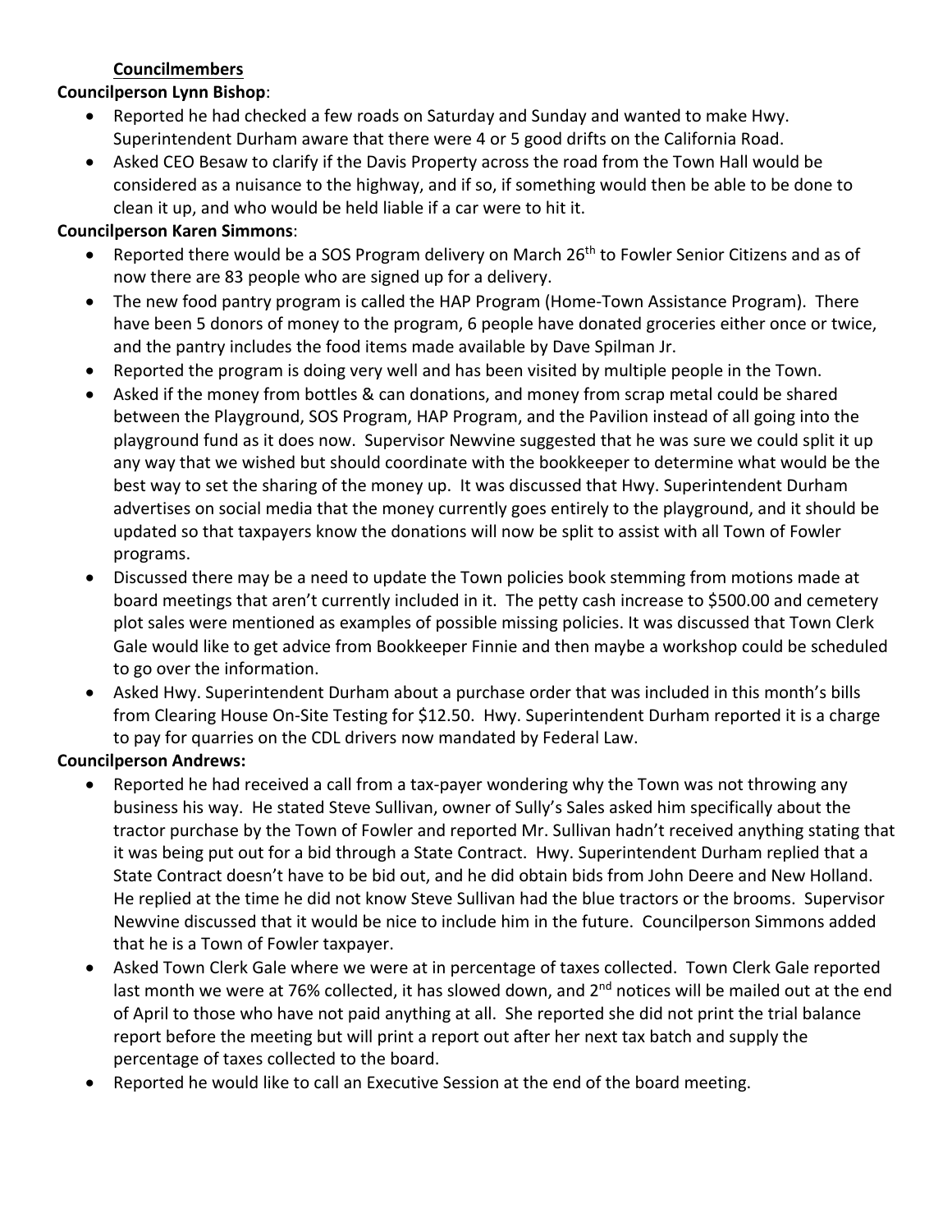**<u>Councilmembers</u>**

**Councilperson Lynn Bishop**:

- Reported he had checked a few roads on Saturday and Sunday and wanted to make Hwy. Superintendent Durham aware that there were 4 or 5 good drifts on the California Road.
- Asked CEO Besaw to clarify if the Davis Property across the road from the Town Hall would be considered as a nuisance to the highway, and if so, if something would then be able to be done to clean it up, and who would be held liable if a car were to hit it.

**Councilperson Karen Simmons**:

- Reported there would be a SOS Program delivery on March 26th to Fowler Senior Citizens and as of now there are 83 people who are signed up for a delivery.
- The new food pantry program is called the HAP Program (Home-Town Assistance Program). There have been 5 donors of money to the program, 6 people have donated groceries either once or twice, and the pantry includes the food items made available by Dave Spilman Jr.
- Reported the program is doing very well and has been visited by multiple people in the Town.
- Asked if the money from bottles & can donations, and money from scrap metal could be shared between the Playground, SOS Program, HAP Program, and the Pavilion instead of all going into the playground fund as it does now. Supervisor Newvine suggested that he was sure we could split it up any way that we wished but should coordinate with the bookkeeper to determine what would be the best way to set the sharing of the money up. It was discussed that Hwy. Superintendent Durham advertises on social media that the money currently goes entirely to the playground, and it should be updated so that taxpayers know the donations will now be split to assist with all Town of Fowler programs.
- Discussed there may be a need to update the Town policies book stemming from motions made at board meetings that aren't currently included in it. The petty cash increase to $500.00 and cemetery plot sales were mentioned as examples of possible missing policies. It was discussed that Town Clerk Gale would like to get advice from Bookkeeper Finnie and then maybe a workshop could be scheduled to go over the information.
- Asked Hwy. Superintendent Durham about a purchase order that was included in this month's bills from Clearing House On-Site Testing for $12.50. Hwy. Superintendent Durham reported it is a charge to pay for quarries on the CDL drivers now mandated by Federal Law.

**Councilperson Andrews:**

- Reported he had received a call from a tax-payer wondering why the Town was not throwing any business his way. He stated Steve Sullivan, owner of Sully's Sales asked him specifically about the tractor purchase by the Town of Fowler and reported Mr. Sullivan hadn't received anything stating that it was being put out for a bid through a State Contract. Hwy. Superintendent Durham replied that a State Contract doesn't have to be bid out, and he did obtain bids from John Deere and New Holland. He replied at the time he did not know Steve Sullivan had the blue tractors or the brooms. Supervisor Newvine discussed that it would be nice to include him in the future. Councilperson Simmons added that he is a Town of Fowler taxpayer.
- Asked Town Clerk Gale where we were at in percentage of taxes collected. Town Clerk Gale reported last month we were at 76% collected, it has slowed down, and 2nd notices will be mailed out at the end of April to those who have not paid anything at all. She reported she did not print the trial balance report before the meeting but will print a report out after her next tax batch and supply the percentage of taxes collected to the board.
- Reported he would like to call an Executive Session at the end of the board meeting.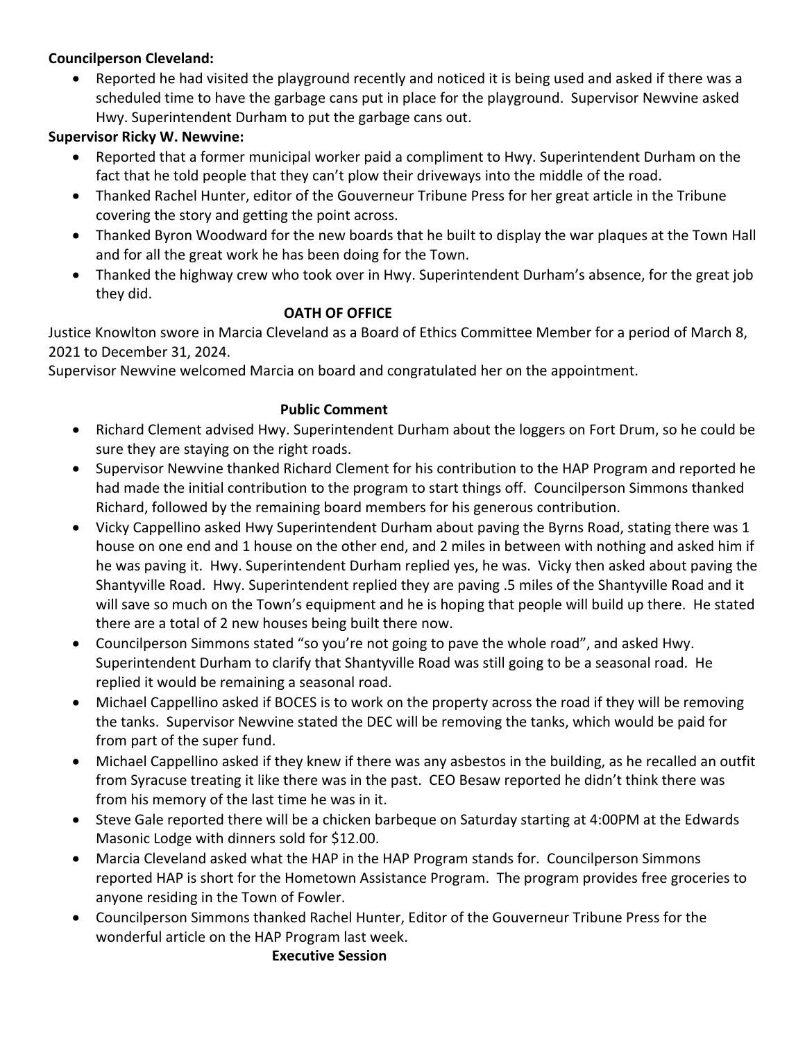**Councilperson Cleveland:**

- Reported he had visited the playground recently and noticed it is being used and asked if there was a scheduled time to have the garbage cans put in place for the playground. Supervisor Newvine asked Hwy. Superintendent Durham to put the garbage cans out.

**Supervisor Ricky W. Newvine:**

- Reported that a former municipal worker paid a compliment to Hwy. Superintendent Durham on the fact that he told people that they can't plow their driveways into the middle of the road.
- Thanked Rachel Hunter, editor of the Gouverneur Tribune Press for her great article in the Tribune covering the story and getting the point across.
- Thanked Byron Woodward for the new boards that he built to display the war plaques at the Town Hall and for all the great work he has been doing for the Town.
- Thanked the highway crew who took over in Hwy. Superintendent Durham's absence, for the great job they did.

**OATH OF OFFICE**

Justice Knowlton swore in Marcia Cleveland as a Board of Ethics Committee Member for a period of March 8, 2021 to December 31, 2024.

Supervisor Newvine welcomed Marcia on board and congratulated her on the appointment.

**Public Comment**

- Richard Clement advised Hwy. Superintendent Durham about the loggers on Fort Drum, so he could be sure they are staying on the right roads.
- Supervisor Newvine thanked Richard Clement for his contribution to the HAP Program and reported he had made the initial contribution to the program to start things off. Councilperson Simmons thanked Richard, followed by the remaining board members for his generous contribution.
- Vicky Cappellino asked Hwy Superintendent Durham about paving the Byrns Road, stating there was 1 house on one end and 1 house on the other end, and 2 miles in between with nothing and asked him if he was paving it. Hwy. Superintendent Durham replied yes, he was. Vicky then asked about paving the Shantyville Road. Hwy. Superintendent replied they are paving .5 miles of the Shantyville Road and it will save so much on the Town's equipment and he is hoping that people will build up there. He stated there are a total of 2 new houses being built there now.
- Councilperson Simmons stated "so you're not going to pave the whole road", and asked Hwy. Superintendent Durham to clarify that Shantyville Road was still going to be a seasonal road. He replied it would be remaining a seasonal road.
- Michael Cappellino asked if BOCES is to work on the property across the road if they will be removing the tanks. Supervisor Newvine stated the DEC will be removing the tanks, which would be paid for from part of the super fund.
- Michael Cappellino asked if they knew if there was any asbestos in the building, as he recalled an outfit from Syracuse treating it like there was in the past. CEO Besaw reported he didn't think there was from his memory of the last time he was in it.
- Steve Gale reported there will be a chicken barbeque on Saturday starting at 4:00PM at the Edwards Masonic Lodge with dinners sold for $12.00.
- Marcia Cleveland asked what the HAP in the HAP Program stands for. Councilperson Simmons reported HAP is short for the Hometown Assistance Program. The program provides free groceries to anyone residing in the Town of Fowler.
- Councilperson Simmons thanked Rachel Hunter, Editor of the Gouverneur Tribune Press for the wonderful article on the HAP Program last week.

**Executive Session**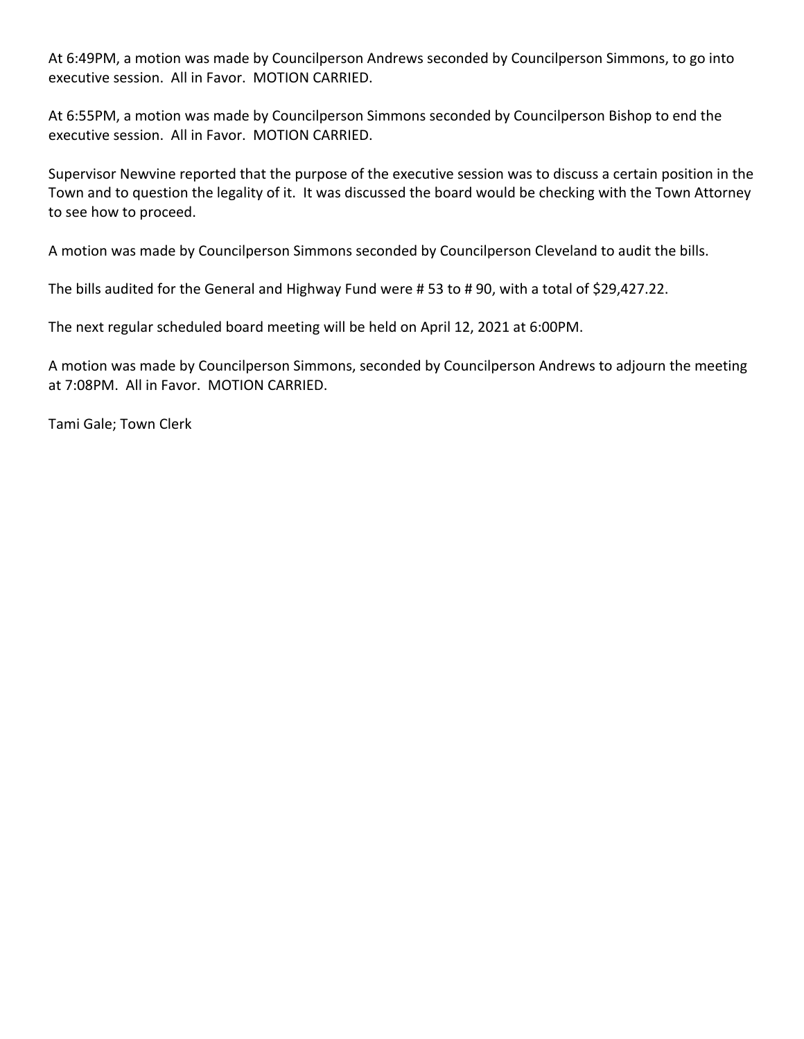At 6:49PM, a motion was made by Councilperson Andrews seconded by Councilperson Simmons, to go into executive session. All in Favor. MOTION CARRIED.

At 6:55PM, a motion was made by Councilperson Simmons seconded by Councilperson Bishop to end the executive session. All in Favor. MOTION CARRIED.

Supervisor Newvine reported that the purpose of the executive session was to discuss a certain position in the Town and to question the legality of it. It was discussed the board would be checking with the Town Attorney to see how to proceed.

A motion was made by Councilperson Simmons seconded by Councilperson Cleveland to audit the bills.

The bills audited for the General and Highway Fund were # 53 to # 90, with a total of $29,427.22.

The next regular scheduled board meeting will be held on April 12, 2021 at 6:00PM.

A motion was made by Councilperson Simmons, seconded by Councilperson Andrews to adjourn the meeting at 7:08PM. All in Favor. MOTION CARRIED.

Tami Gale; Town Clerk